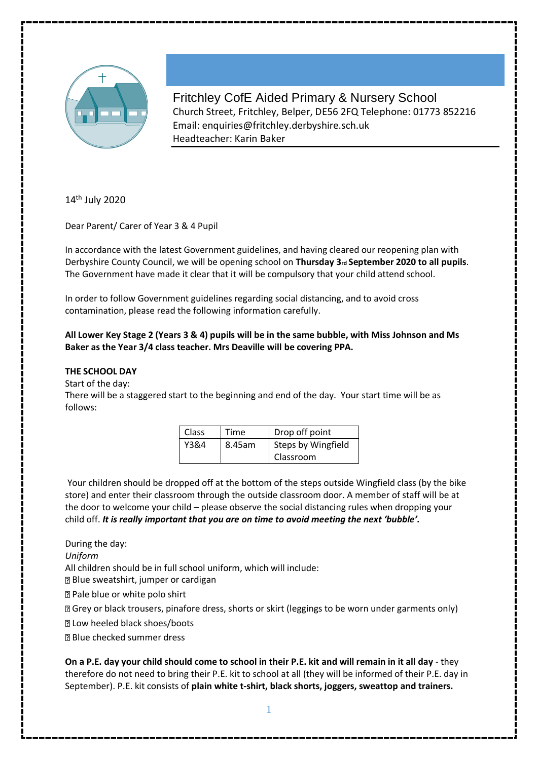Fritchley CofE Aided Primary & Nursery School
Church Street, Fritchley, Belper, DE56 2FQ Telephone: 01773 852216
Email: enquiries@fritchley.derbyshire.sch.uk
Headteacher: Karin Baker

14th July 2020

Dear Parent/ Carer of Year 3 & 4 Pupil

In accordance with the latest Government guidelines, and having cleared our reopening plan with Derbyshire County Council, we will be opening school on **Thursday 3rd September 2020 to all pupils**. The Government have made it clear that it will be compulsory that your child attend school.

In order to follow Government guidelines regarding social distancing, and to avoid cross contamination, please read the following information carefully.

**All Lower Key Stage 2 (Years 3 & 4) pupils will be in the same bubble, with Miss Johnson and Ms Baker as the Year 3/4 class teacher. Mrs Deaville will be covering PPA.**

**THE SCHOOL DAY**

Start of the day:

There will be a staggered start to the beginning and end of the day. Your start time will be as follows:

| Class | Time | Drop off point |
|---|---|---|
| Y3&4 | 8.45am | Steps by Wingfield Classroom |

Your children should be dropped off at the bottom of the steps outside Wingfield class (by the bike store) and enter their classroom through the outside classroom door. A member of staff will be at the door to welcome your child – please observe the social distancing rules when dropping your child off. ***It is really important that you are on time to avoid meeting the next 'bubble'.***

During the day:

*Uniform*

All children should be in full school uniform, which will include:

- Blue sweatshirt, jumper or cardigan
- Pale blue or white polo shirt
- Grey or black trousers, pinafore dress, shorts or skirt (leggings to be worn under garments only)
- Low heeled black shoes/boots
- Blue checked summer dress

**On a P.E. day your child should come to school in their P.E. kit and will remain in it all day** - they therefore do not need to bring their P.E. kit to school at all (they will be informed of their P.E. day in September). P.E. kit consists of **plain white t-shirt, black shorts, joggers, sweattop and trainers.**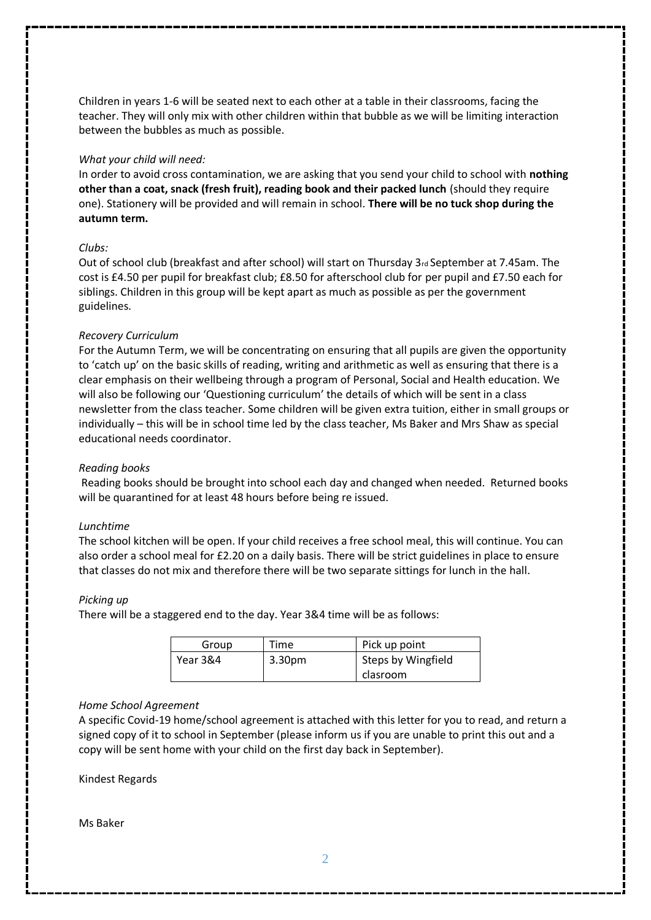Children in years 1-6 will be seated next to each other at a table in their classrooms, facing the teacher. They will only mix with other children within that bubble as we will be limiting interaction between the bubbles as much as possible.

*What your child will need:*

In order to avoid cross contamination, we are asking that you send your child to school with **nothing other than a coat, snack (fresh fruit), reading book and their packed lunch** (should they require one). Stationery will be provided and will remain in school. **There will be no tuck shop during the autumn term.**

*Clubs:*

Out of school club (breakfast and after school) will start on Thursday 3rd September at 7.45am. The cost is £4.50 per pupil for breakfast club; £8.50 for afterschool club for per pupil and £7.50 each for siblings. Children in this group will be kept apart as much as possible as per the government guidelines.

*Recovery Curriculum*

For the Autumn Term, we will be concentrating on ensuring that all pupils are given the opportunity to 'catch up' on the basic skills of reading, writing and arithmetic as well as ensuring that there is a clear emphasis on their wellbeing through a program of Personal, Social and Health education. We will also be following our 'Questioning curriculum' the details of which will be sent in a class newsletter from the class teacher. Some children will be given extra tuition, either in small groups or individually – this will be in school time led by the class teacher, Ms Baker and Mrs Shaw as special educational needs coordinator.

*Reading books*

Reading books should be brought into school each day and changed when needed. Returned books will be quarantined for at least 48 hours before being re issued.

*Lunchtime*

The school kitchen will be open. If your child receives a free school meal, this will continue. You can also order a school meal for £2.20 on a daily basis. There will be strict guidelines in place to ensure that classes do not mix and therefore there will be two separate sittings for lunch in the hall.

*Picking up*

There will be a staggered end to the day. Year 3&4 time will be as follows:

| Group | Time | Pick up point |
|---|---|---|
| Year 3&4 | 3.30pm | Steps by Wingfield clasroom |

*Home School Agreement*

A specific Covid-19 home/school agreement is attached with this letter for you to read, and return a signed copy of it to school in September (please inform us if you are unable to print this out and a copy will be sent home with your child on the first day back in September).

Kindest Regards

Ms Baker